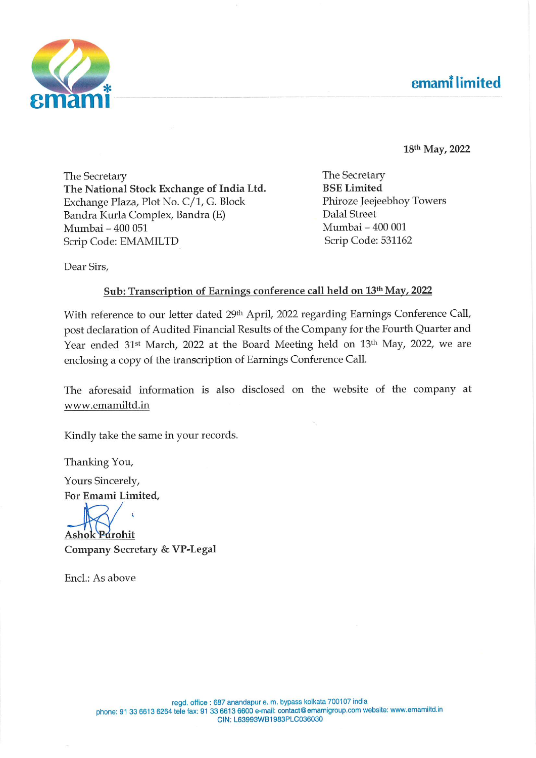emami limited

**18th May, 2022**

The Secretary
**The National Stock Exchange of India Ltd.**
Exchange Plaza, Plot No. C/1, G. Block
Bandra Kurla Complex, Bandra (E)
Mumbai – 400 051
Scrip Code: EMAMILTD

The Secretary
**BSE Limited**
Phiroze Jeejeebhoy Towers
Dalal Street
Mumbai – 400 001
Scrip Code: 531162

Dear Sirs,

**Sub: Transcription of Earnings conference call held on 13th May, 2022**

With reference to our letter dated 29th April, 2022 regarding Earnings Conference Call, post declaration of Audited Financial Results of the Company for the Fourth Quarter and Year ended 31st March, 2022 at the Board Meeting held on 13th May, 2022, we are enclosing a copy of the transcription of Earnings Conference Call.

The aforesaid information is also disclosed on the website of the company at www.emamiltd.in

Kindly take the same in your records.

Thanking You,

Yours Sincerely,
**For Emami Limited,**

**Ashok Purohit**
**Company Secretary & VP-Legal**

Encl.: As above

regd. office : 687 anandapur e. m. bypass kolkata 700107 india
phone: 91 33 6613 6264 tele fax: 91 33 6613 6600 e-mail: contact@emamigroup.com website: www.emamiltd.in
CIN: L63993WB1983PLC036030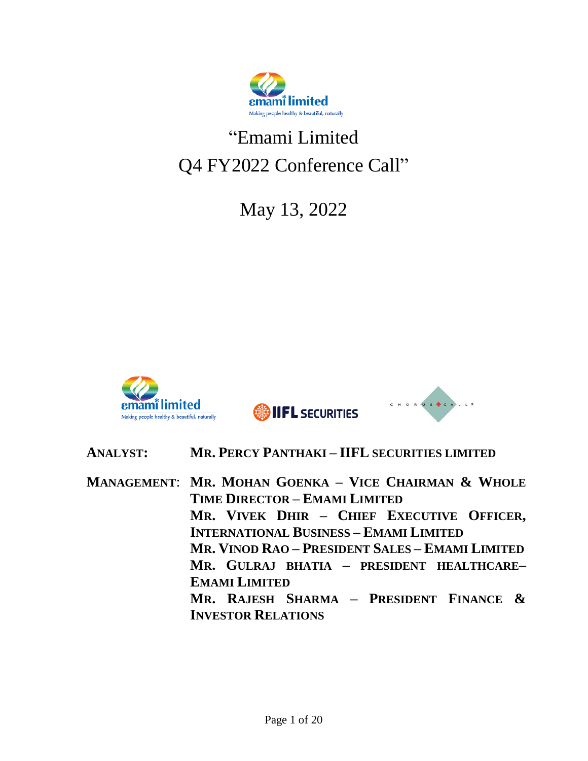# "Emami Limited Q4 FY2022 Conference Call"

May 13, 2022

**ANALYST:** **MR. PERCY PANTHAKI – IIFL SECURITIES LIMITED**

**MANAGEMENT:** **MR. MOHAN GOENKA – VICE CHAIRMAN & WHOLE TIME DIRECTOR – EMAMI LIMITED**
**MR. VIVEK DHIR – CHIEF EXECUTIVE OFFICER, INTERNATIONAL BUSINESS – EMAMI LIMITED**
**MR. VINOD RAO – PRESIDENT SALES – EMAMI LIMITED**
**MR. GULRAJ BHATIA – PRESIDENT HEALTHCARE– EMAMI LIMITED**
**MR. RAJESH SHARMA – PRESIDENT FINANCE & INVESTOR RELATIONS**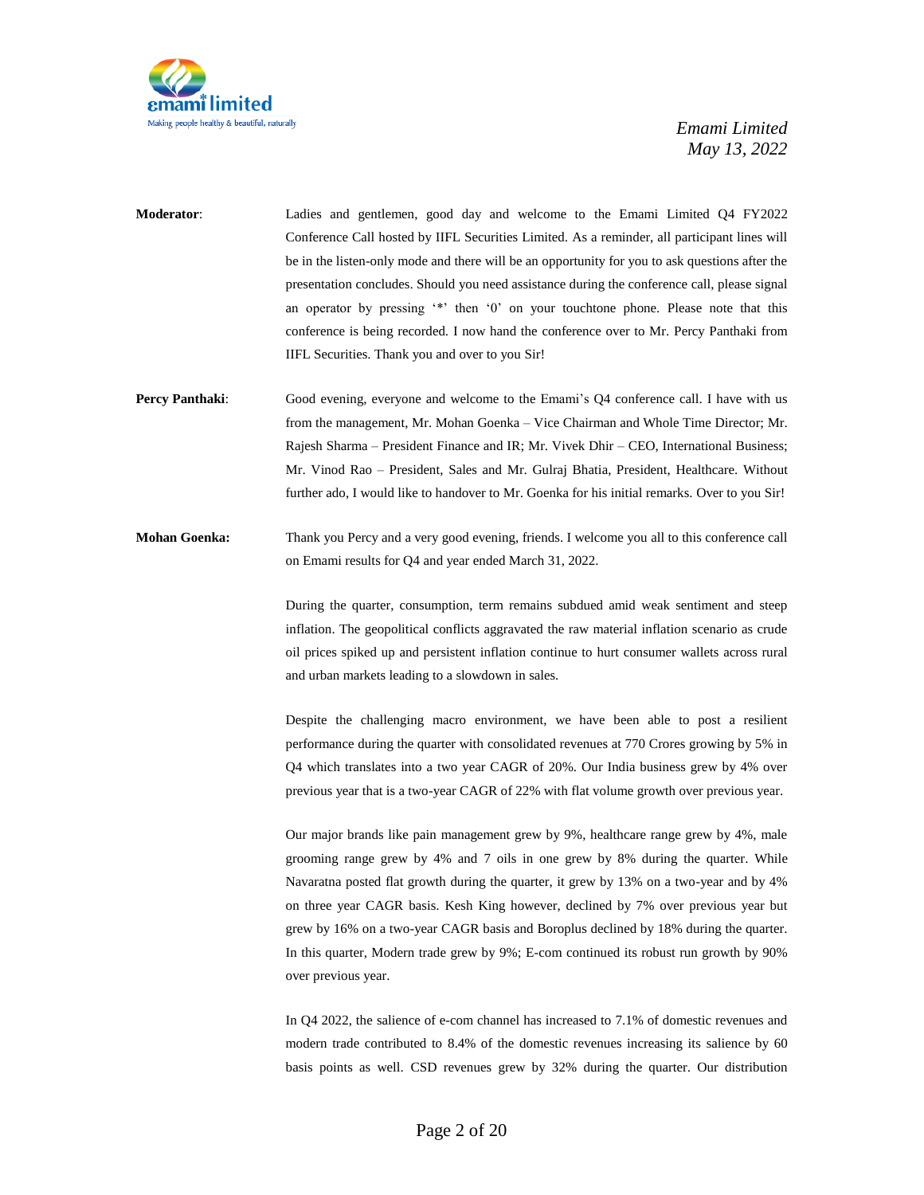**Moderator**: Ladies and gentlemen, good day and welcome to the Emami Limited Q4 FY2022 Conference Call hosted by IIFL Securities Limited. As a reminder, all participant lines will be in the listen-only mode and there will be an opportunity for you to ask questions after the presentation concludes. Should you need assistance during the conference call, please signal an operator by pressing '*' then '0' on your touchtone phone. Please note that this conference is being recorded. I now hand the conference over to Mr. Percy Panthaki from IIFL Securities. Thank you and over to you Sir!

**Percy Panthaki**: Good evening, everyone and welcome to the Emami's Q4 conference call. I have with us from the management, Mr. Mohan Goenka – Vice Chairman and Whole Time Director; Mr. Rajesh Sharma – President Finance and IR; Mr. Vivek Dhir – CEO, International Business; Mr. Vinod Rao – President, Sales and Mr. Gulraj Bhatia, President, Healthcare. Without further ado, I would like to handover to Mr. Goenka for his initial remarks. Over to you Sir!

**Mohan Goenka:** Thank you Percy and a very good evening, friends. I welcome you all to this conference call on Emami results for Q4 and year ended March 31, 2022.

During the quarter, consumption, term remains subdued amid weak sentiment and steep inflation. The geopolitical conflicts aggravated the raw material inflation scenario as crude oil prices spiked up and persistent inflation continue to hurt consumer wallets across rural and urban markets leading to a slowdown in sales.

Despite the challenging macro environment, we have been able to post a resilient performance during the quarter with consolidated revenues at 770 Crores growing by 5% in Q4 which translates into a two year CAGR of 20%. Our India business grew by 4% over previous year that is a two-year CAGR of 22% with flat volume growth over previous year.

Our major brands like pain management grew by 9%, healthcare range grew by 4%, male grooming range grew by 4% and 7 oils in one grew by 8% during the quarter. While Navaratna posted flat growth during the quarter, it grew by 13% on a two-year and by 4% on three year CAGR basis. Kesh King however, declined by 7% over previous year but grew by 16% on a two-year CAGR basis and Boroplus declined by 18% during the quarter. In this quarter, Modern trade grew by 9%; E-com continued its robust run growth by 90% over previous year.

In Q4 2022, the salience of e-com channel has increased to 7.1% of domestic revenues and modern trade contributed to 8.4% of the domestic revenues increasing its salience by 60 basis points as well. CSD revenues grew by 32% during the quarter. Our distribution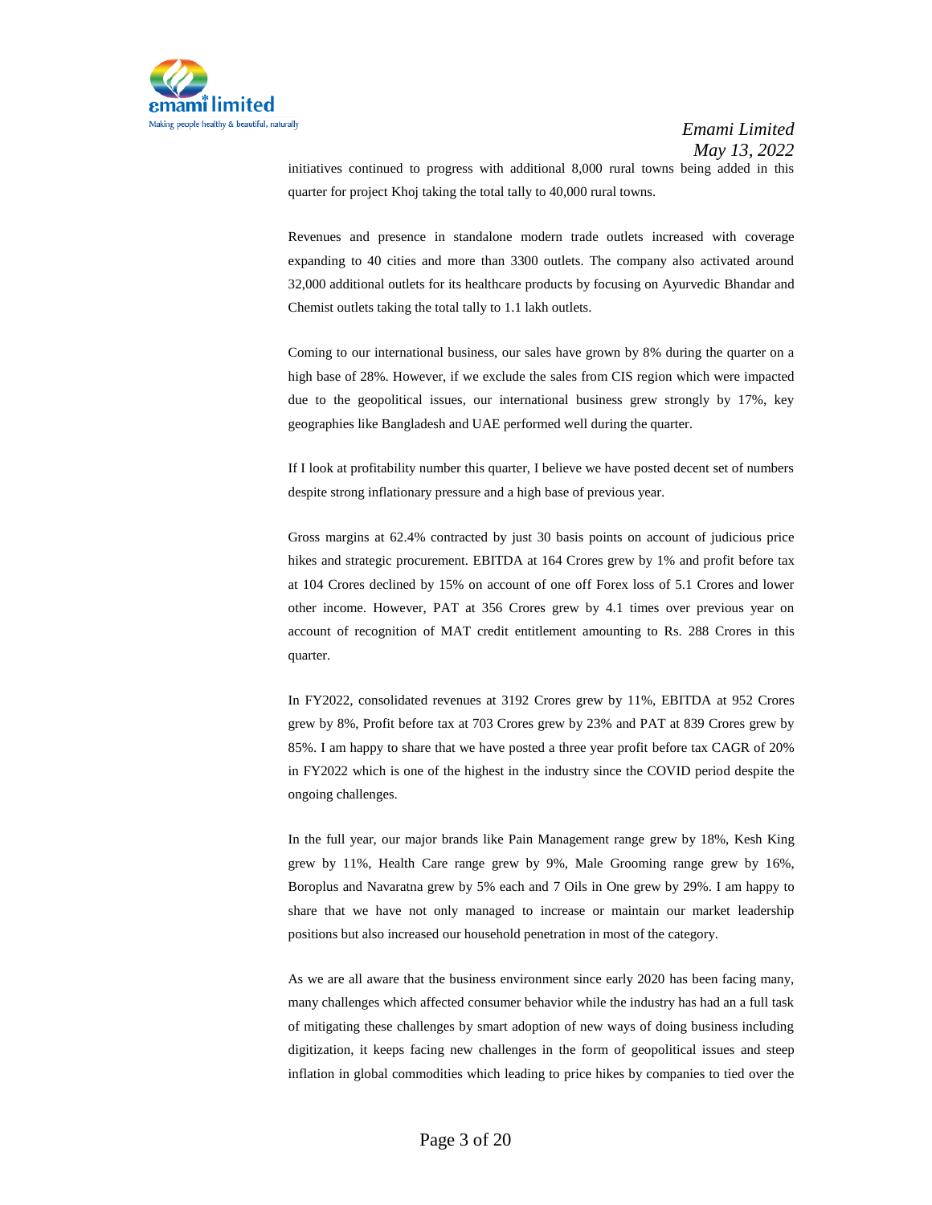initiatives continued to progress with additional 8,000 rural towns being added in this quarter for project Khoj taking the total tally to 40,000 rural towns.

Revenues and presence in standalone modern trade outlets increased with coverage expanding to 40 cities and more than 3300 outlets. The company also activated around 32,000 additional outlets for its healthcare products by focusing on Ayurvedic Bhandar and Chemist outlets taking the total tally to 1.1 lakh outlets.

Coming to our international business, our sales have grown by 8% during the quarter on a high base of 28%. However, if we exclude the sales from CIS region which were impacted due to the geopolitical issues, our international business grew strongly by 17%, key geographies like Bangladesh and UAE performed well during the quarter.

If I look at profitability number this quarter, I believe we have posted decent set of numbers despite strong inflationary pressure and a high base of previous year.

Gross margins at 62.4% contracted by just 30 basis points on account of judicious price hikes and strategic procurement. EBITDA at 164 Crores grew by 1% and profit before tax at 104 Crores declined by 15% on account of one off Forex loss of 5.1 Crores and lower other income. However, PAT at 356 Crores grew by 4.1 times over previous year on account of recognition of MAT credit entitlement amounting to Rs. 288 Crores in this quarter.

In FY2022, consolidated revenues at 3192 Crores grew by 11%, EBITDA at 952 Crores grew by 8%, Profit before tax at 703 Crores grew by 23% and PAT at 839 Crores grew by 85%. I am happy to share that we have posted a three year profit before tax CAGR of 20% in FY2022 which is one of the highest in the industry since the COVID period despite the ongoing challenges.

In the full year, our major brands like Pain Management range grew by 18%, Kesh King grew by 11%, Health Care range grew by 9%, Male Grooming range grew by 16%, Boroplus and Navaratna grew by 5% each and 7 Oils in One grew by 29%. I am happy to share that we have not only managed to increase or maintain our market leadership positions but also increased our household penetration in most of the category.

As we are all aware that the business environment since early 2020 has been facing many, many challenges which affected consumer behavior while the industry has had an a full task of mitigating these challenges by smart adoption of new ways of doing business including digitization, it keeps facing new challenges in the form of geopolitical issues and steep inflation in global commodities which leading to price hikes by companies to tied over the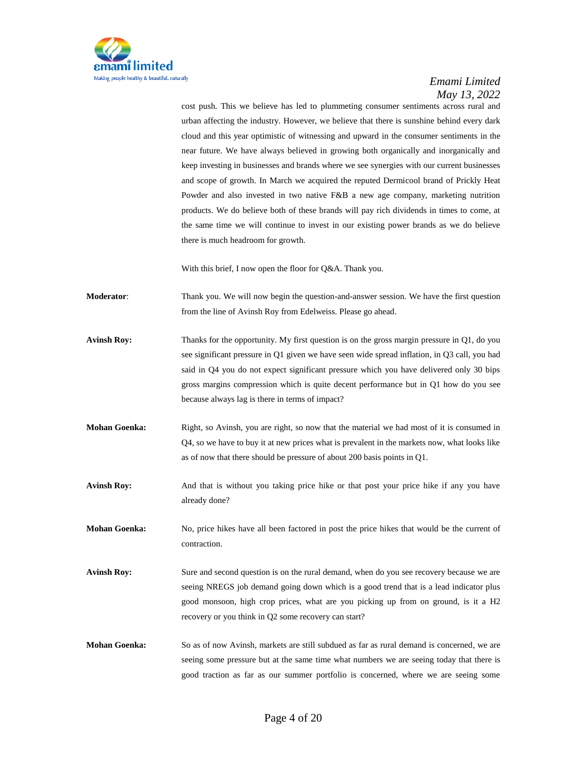cost push. This we believe has led to plummeting consumer sentiments across rural and urban affecting the industry. However, we believe that there is sunshine behind every dark cloud and this year optimistic of witnessing and upward in the consumer sentiments in the near future. We have always believed in growing both organically and inorganically and keep investing in businesses and brands where we see synergies with our current businesses and scope of growth. In March we acquired the reputed Dermicool brand of Prickly Heat Powder and also invested in two native F&B a new age company, marketing nutrition products. We do believe both of these brands will pay rich dividends in times to come, at the same time we will continue to invest in our existing power brands as we do believe there is much headroom for growth.

With this brief, I now open the floor for Q&A. Thank you.

**Moderator**: Thank you. We will now begin the question-and-answer session. We have the first question from the line of Avinsh Roy from Edelweiss. Please go ahead.

**Avinsh Roy:** Thanks for the opportunity. My first question is on the gross margin pressure in Q1, do you see significant pressure in Q1 given we have seen wide spread inflation, in Q3 call, you had said in Q4 you do not expect significant pressure which you have delivered only 30 bips gross margins compression which is quite decent performance but in Q1 how do you see because always lag is there in terms of impact?

**Mohan Goenka:** Right, so Avinsh, you are right, so now that the material we had most of it is consumed in Q4, so we have to buy it at new prices what is prevalent in the markets now, what looks like as of now that there should be pressure of about 200 basis points in Q1.

**Avinsh Roy:** And that is without you taking price hike or that post your price hike if any you have already done?

**Mohan Goenka:** No, price hikes have all been factored in post the price hikes that would be the current of contraction.

**Avinsh Roy:** Sure and second question is on the rural demand, when do you see recovery because we are seeing NREGS job demand going down which is a good trend that is a lead indicator plus good monsoon, high crop prices, what are you picking up from on ground, is it a H2 recovery or you think in Q2 some recovery can start?

**Mohan Goenka:** So as of now Avinsh, markets are still subdued as far as rural demand is concerned, we are seeing some pressure but at the same time what numbers we are seeing today that there is good traction as far as our summer portfolio is concerned, where we are seeing some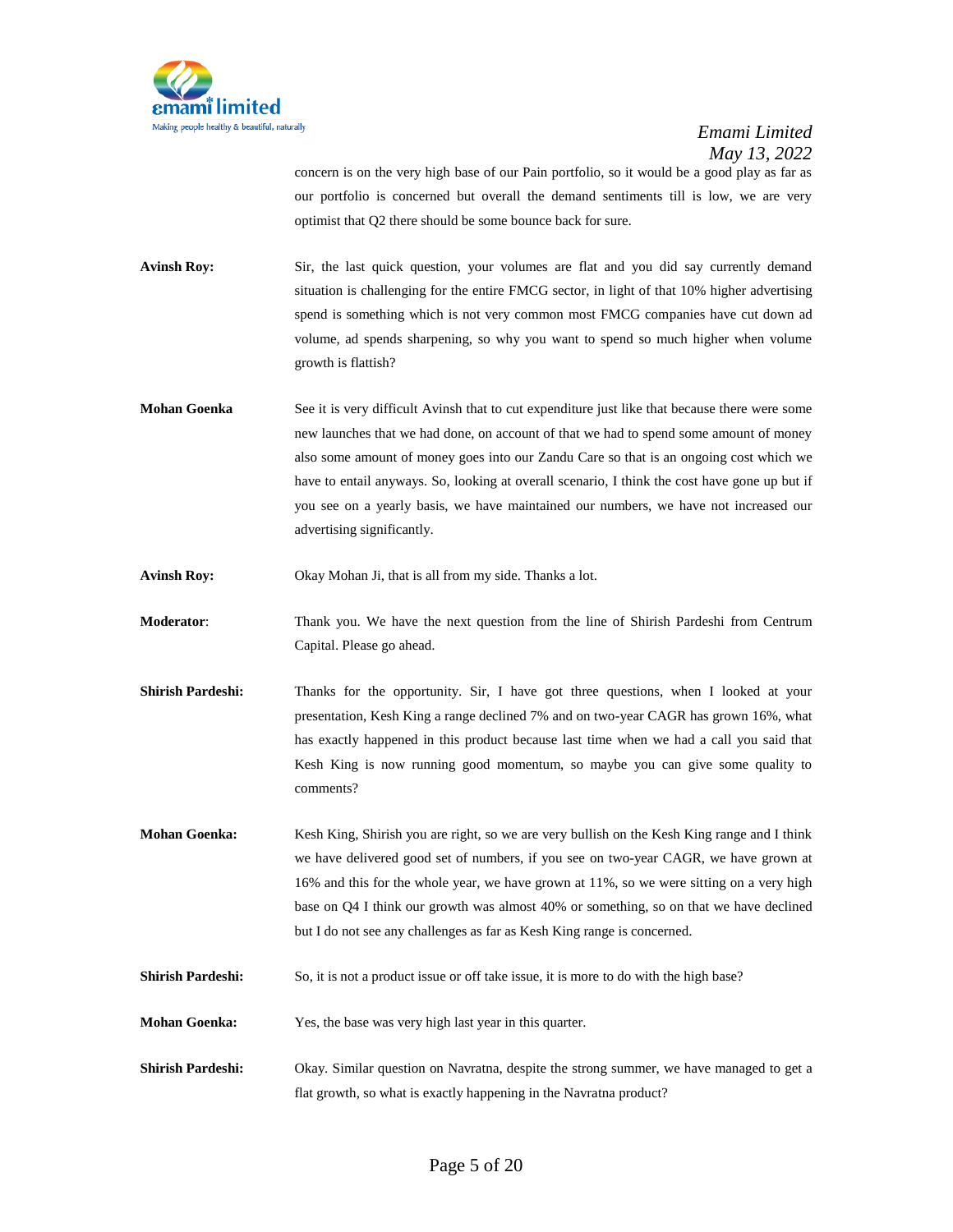concern is on the very high base of our Pain portfolio, so it would be a good play as far as our portfolio is concerned but overall the demand sentiments till is low, we are very optimist that Q2 there should be some bounce back for sure.

**Avinsh Roy:** Sir, the last quick question, your volumes are flat and you did say currently demand situation is challenging for the entire FMCG sector, in light of that 10% higher advertising spend is something which is not very common most FMCG companies have cut down ad volume, ad spends sharpening, so why you want to spend so much higher when volume growth is flattish?

**Mohan Goenka** See it is very difficult Avinsh that to cut expenditure just like that because there were some new launches that we had done, on account of that we had to spend some amount of money also some amount of money goes into our Zandu Care so that is an ongoing cost which we have to entail anyways. So, looking at overall scenario, I think the cost have gone up but if you see on a yearly basis, we have maintained our numbers, we have not increased our advertising significantly.

**Avinsh Roy:** Okay Mohan Ji, that is all from my side. Thanks a lot.

**Moderator**: Thank you. We have the next question from the line of Shirish Pardeshi from Centrum Capital. Please go ahead.

**Shirish Pardeshi:** Thanks for the opportunity. Sir, I have got three questions, when I looked at your presentation, Kesh King a range declined 7% and on two-year CAGR has grown 16%, what has exactly happened in this product because last time when we had a call you said that Kesh King is now running good momentum, so maybe you can give some quality to comments?

**Mohan Goenka:** Kesh King, Shirish you are right, so we are very bullish on the Kesh King range and I think we have delivered good set of numbers, if you see on two-year CAGR, we have grown at 16% and this for the whole year, we have grown at 11%, so we were sitting on a very high base on Q4 I think our growth was almost 40% or something, so on that we have declined but I do not see any challenges as far as Kesh King range is concerned.

**Shirish Pardeshi:** So, it is not a product issue or off take issue, it is more to do with the high base?

**Mohan Goenka:** Yes, the base was very high last year in this quarter.

**Shirish Pardeshi:** Okay. Similar question on Navratna, despite the strong summer, we have managed to get a flat growth, so what is exactly happening in the Navratna product?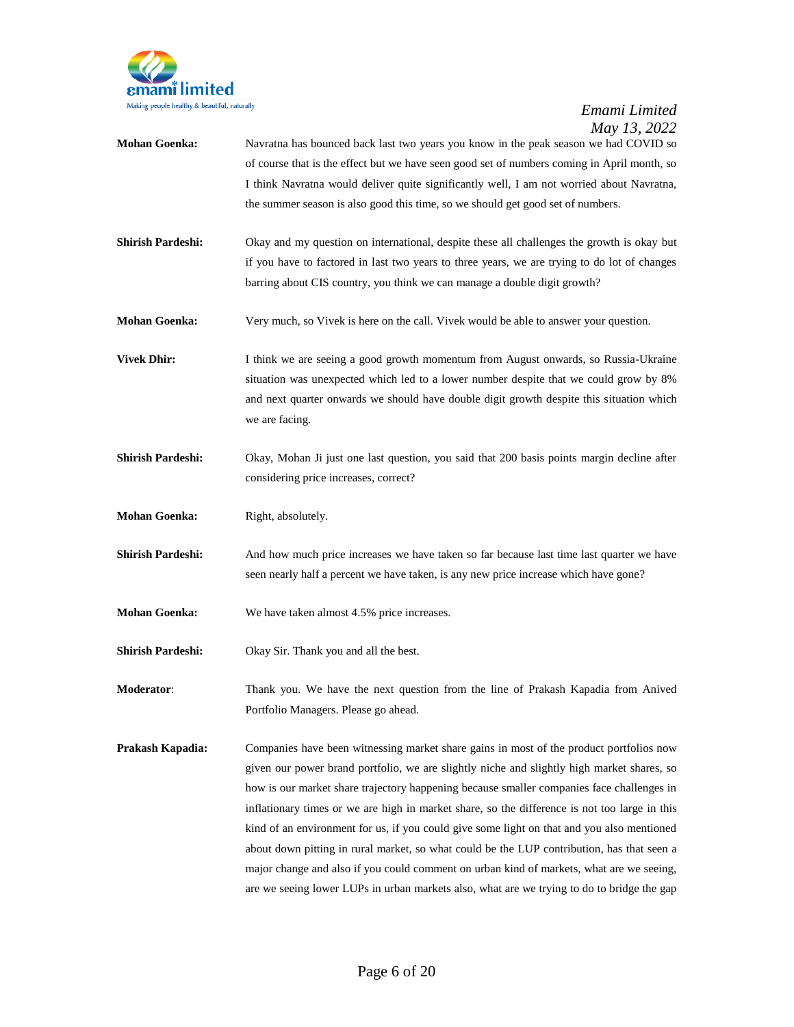**Mohan Goenka:** Navratna has bounced back last two years you know in the peak season we had COVID so of course that is the effect but we have seen good set of numbers coming in April month, so I think Navratna would deliver quite significantly well, I am not worried about Navratna, the summer season is also good this time, so we should get good set of numbers.

**Shirish Pardeshi:** Okay and my question on international, despite these all challenges the growth is okay but if you have to factored in last two years to three years, we are trying to do lot of changes barring about CIS country, you think we can manage a double digit growth?

**Mohan Goenka:** Very much, so Vivek is here on the call. Vivek would be able to answer your question.

**Vivek Dhir:** I think we are seeing a good growth momentum from August onwards, so Russia-Ukraine situation was unexpected which led to a lower number despite that we could grow by 8% and next quarter onwards we should have double digit growth despite this situation which we are facing.

**Shirish Pardeshi:** Okay, Mohan Ji just one last question, you said that 200 basis points margin decline after considering price increases, correct?

**Mohan Goenka:** Right, absolutely.

**Shirish Pardeshi:** And how much price increases we have taken so far because last time last quarter we have seen nearly half a percent we have taken, is any new price increase which have gone?

**Mohan Goenka:** We have taken almost 4.5% price increases.

**Shirish Pardeshi:** Okay Sir. Thank you and all the best.

**Moderator**: Thank you. We have the next question from the line of Prakash Kapadia from Anived Portfolio Managers. Please go ahead.

**Prakash Kapadia:** Companies have been witnessing market share gains in most of the product portfolios now given our power brand portfolio, we are slightly niche and slightly high market shares, so how is our market share trajectory happening because smaller companies face challenges in inflationary times or we are high in market share, so the difference is not too large in this kind of an environment for us, if you could give some light on that and you also mentioned about down pitting in rural market, so what could be the LUP contribution, has that seen a major change and also if you could comment on urban kind of markets, what are we seeing, are we seeing lower LUPs in urban markets also, what are we trying to do to bridge the gap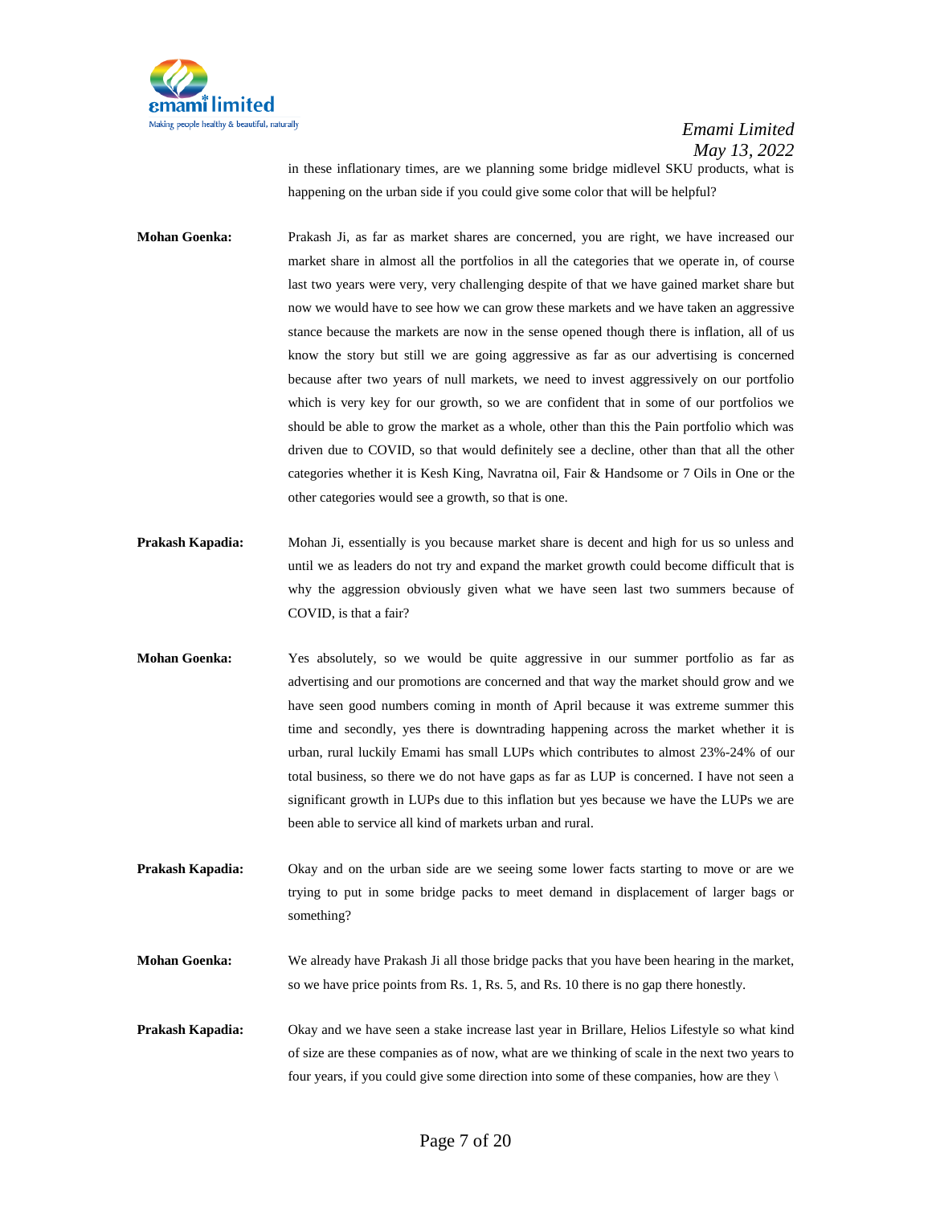in these inflationary times, are we planning some bridge midlevel SKU products, what is happening on the urban side if you could give some color that will be helpful?

**Mohan Goenka:** Prakash Ji, as far as market shares are concerned, you are right, we have increased our market share in almost all the portfolios in all the categories that we operate in, of course last two years were very, very challenging despite of that we have gained market share but now we would have to see how we can grow these markets and we have taken an aggressive stance because the markets are now in the sense opened though there is inflation, all of us know the story but still we are going aggressive as far as our advertising is concerned because after two years of null markets, we need to invest aggressively on our portfolio which is very key for our growth, so we are confident that in some of our portfolios we should be able to grow the market as a whole, other than this the Pain portfolio which was driven due to COVID, so that would definitely see a decline, other than that all the other categories whether it is Kesh King, Navratna oil, Fair & Handsome or 7 Oils in One or the other categories would see a growth, so that is one.

**Prakash Kapadia:** Mohan Ji, essentially is you because market share is decent and high for us so unless and until we as leaders do not try and expand the market growth could become difficult that is why the aggression obviously given what we have seen last two summers because of COVID, is that a fair?

**Mohan Goenka:** Yes absolutely, so we would be quite aggressive in our summer portfolio as far as advertising and our promotions are concerned and that way the market should grow and we have seen good numbers coming in month of April because it was extreme summer this time and secondly, yes there is downtrading happening across the market whether it is urban, rural luckily Emami has small LUPs which contributes to almost 23%-24% of our total business, so there we do not have gaps as far as LUP is concerned. I have not seen a significant growth in LUPs due to this inflation but yes because we have the LUPs we are been able to service all kind of markets urban and rural.

**Prakash Kapadia:** Okay and on the urban side are we seeing some lower facts starting to move or are we trying to put in some bridge packs to meet demand in displacement of larger bags or something?

**Mohan Goenka:** We already have Prakash Ji all those bridge packs that you have been hearing in the market, so we have price points from Rs. 1, Rs. 5, and Rs. 10 there is no gap there honestly.

**Prakash Kapadia:** Okay and we have seen a stake increase last year in Brillare, Helios Lifestyle so what kind of size are these companies as of now, what are we thinking of scale in the next two years to four years, if you could give some direction into some of these companies, how are they \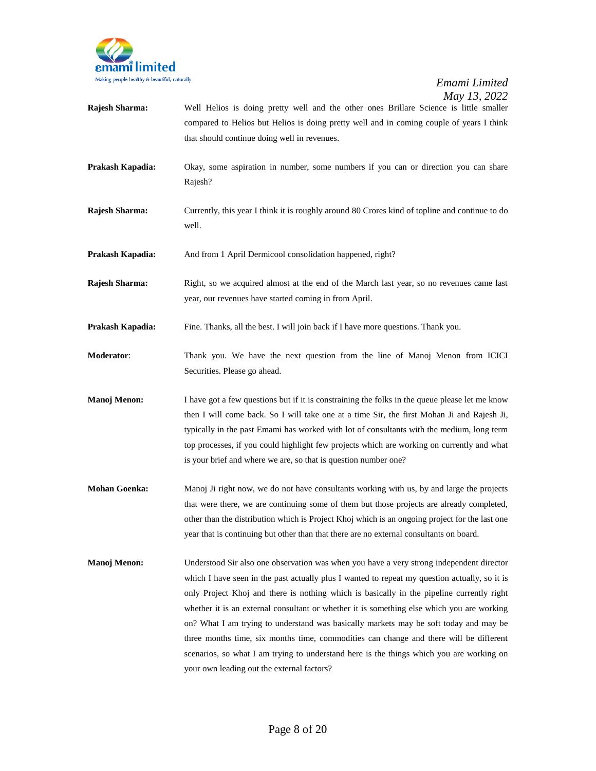**Rajesh Sharma:** Well Helios is doing pretty well and the other ones Brillare Science is little smaller compared to Helios but Helios is doing pretty well and in coming couple of years I think that should continue doing well in revenues.

**Prakash Kapadia:** Okay, some aspiration in number, some numbers if you can or direction you can share Rajesh?

**Rajesh Sharma:** Currently, this year I think it is roughly around 80 Crores kind of topline and continue to do well.

**Prakash Kapadia:** And from 1 April Dermicool consolidation happened, right?

**Rajesh Sharma:** Right, so we acquired almost at the end of the March last year, so no revenues came last year, our revenues have started coming in from April.

**Prakash Kapadia:** Fine. Thanks, all the best. I will join back if I have more questions. Thank you.

**Moderator**: Thank you. We have the next question from the line of Manoj Menon from ICICI Securities. Please go ahead.

**Manoj Menon:** I have got a few questions but if it is constraining the folks in the queue please let me know then I will come back. So I will take one at a time Sir, the first Mohan Ji and Rajesh Ji, typically in the past Emami has worked with lot of consultants with the medium, long term top processes, if you could highlight few projects which are working on currently and what is your brief and where we are, so that is question number one?

**Mohan Goenka:** Manoj Ji right now, we do not have consultants working with us, by and large the projects that were there, we are continuing some of them but those projects are already completed, other than the distribution which is Project Khoj which is an ongoing project for the last one year that is continuing but other than that there are no external consultants on board.

**Manoj Menon:** Understood Sir also one observation was when you have a very strong independent director which I have seen in the past actually plus I wanted to repeat my question actually, so it is only Project Khoj and there is nothing which is basically in the pipeline currently right whether it is an external consultant or whether it is something else which you are working on? What I am trying to understand was basically markets may be soft today and may be three months time, six months time, commodities can change and there will be different scenarios, so what I am trying to understand here is the things which you are working on your own leading out the external factors?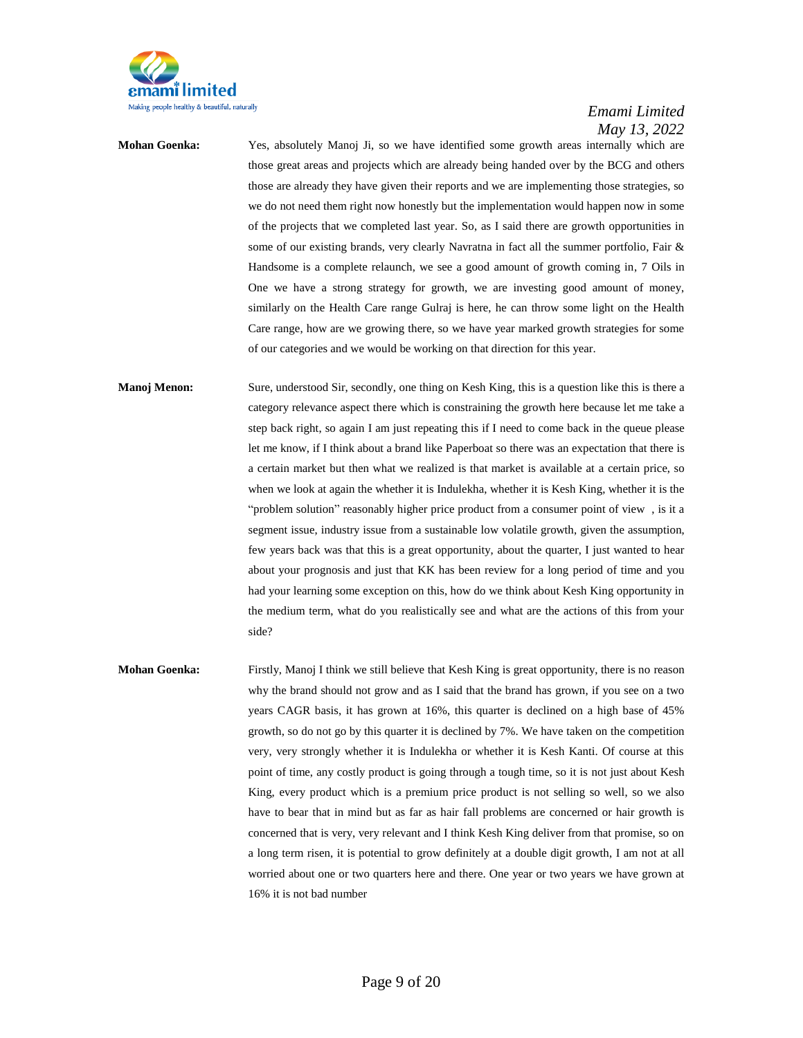**Mohan Goenka:** Yes, absolutely Manoj Ji, so we have identified some growth areas internally which are those great areas and projects which are already being handed over by the BCG and others those are already they have given their reports and we are implementing those strategies, so we do not need them right now honestly but the implementation would happen now in some of the projects that we completed last year. So, as I said there are growth opportunities in some of our existing brands, very clearly Navratna in fact all the summer portfolio, Fair & Handsome is a complete relaunch, we see a good amount of growth coming in, 7 Oils in One we have a strong strategy for growth, we are investing good amount of money, similarly on the Health Care range Gulraj is here, he can throw some light on the Health Care range, how are we growing there, so we have year marked growth strategies for some of our categories and we would be working on that direction for this year.

**Manoj Menon:** Sure, understood Sir, secondly, one thing on Kesh King, this is a question like this is there a category relevance aspect there which is constraining the growth here because let me take a step back right, so again I am just repeating this if I need to come back in the queue please let me know, if I think about a brand like Paperboat so there was an expectation that there is a certain market but then what we realized is that market is available at a certain price, so when we look at again the whether it is Indulekha, whether it is Kesh King, whether it is the "problem solution" reasonably higher price product from a consumer point of view , is it a segment issue, industry issue from a sustainable low volatile growth, given the assumption, few years back was that this is a great opportunity, about the quarter, I just wanted to hear about your prognosis and just that KK has been review for a long period of time and you had your learning some exception on this, how do we think about Kesh King opportunity in the medium term, what do you realistically see and what are the actions of this from your side?

**Mohan Goenka:** Firstly, Manoj I think we still believe that Kesh King is great opportunity, there is no reason why the brand should not grow and as I said that the brand has grown, if you see on a two years CAGR basis, it has grown at 16%, this quarter is declined on a high base of 45% growth, so do not go by this quarter it is declined by 7%. We have taken on the competition very, very strongly whether it is Indulekha or whether it is Kesh Kanti. Of course at this point of time, any costly product is going through a tough time, so it is not just about Kesh King, every product which is a premium price product is not selling so well, so we also have to bear that in mind but as far as hair fall problems are concerned or hair growth is concerned that is very, very relevant and I think Kesh King deliver from that promise, so on a long term risen, it is potential to grow definitely at a double digit growth, I am not at all worried about one or two quarters here and there. One year or two years we have grown at 16% it is not bad number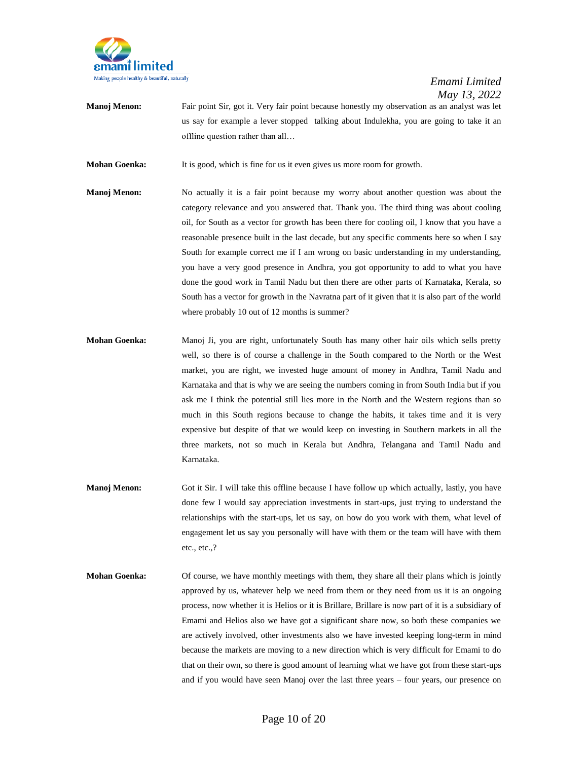**Manoj Menon:** Fair point Sir, got it. Very fair point because honestly my observation as an analyst was let us say for example a lever stopped talking about Indulekha, you are going to take it an offline question rather than all…

**Mohan Goenka:** It is good, which is fine for us it even gives us more room for growth.

**Manoj Menon:** No actually it is a fair point because my worry about another question was about the category relevance and you answered that. Thank you. The third thing was about cooling oil, for South as a vector for growth has been there for cooling oil, I know that you have a reasonable presence built in the last decade, but any specific comments here so when I say South for example correct me if I am wrong on basic understanding in my understanding, you have a very good presence in Andhra, you got opportunity to add to what you have done the good work in Tamil Nadu but then there are other parts of Karnataka, Kerala, so South has a vector for growth in the Navratna part of it given that it is also part of the world where probably 10 out of 12 months is summer?

**Mohan Goenka:** Manoj Ji, you are right, unfortunately South has many other hair oils which sells pretty well, so there is of course a challenge in the South compared to the North or the West market, you are right, we invested huge amount of money in Andhra, Tamil Nadu and Karnataka and that is why we are seeing the numbers coming in from South India but if you ask me I think the potential still lies more in the North and the Western regions than so much in this South regions because to change the habits, it takes time and it is very expensive but despite of that we would keep on investing in Southern markets in all the three markets, not so much in Kerala but Andhra, Telangana and Tamil Nadu and Karnataka.

**Manoj Menon:** Got it Sir. I will take this offline because I have follow up which actually, lastly, you have done few I would say appreciation investments in start-ups, just trying to understand the relationships with the start-ups, let us say, on how do you work with them, what level of engagement let us say you personally will have with them or the team will have with them etc., etc.,?

**Mohan Goenka:** Of course, we have monthly meetings with them, they share all their plans which is jointly approved by us, whatever help we need from them or they need from us it is an ongoing process, now whether it is Helios or it is Brillare, Brillare is now part of it is a subsidiary of Emami and Helios also we have got a significant share now, so both these companies we are actively involved, other investments also we have invested keeping long-term in mind because the markets are moving to a new direction which is very difficult for Emami to do that on their own, so there is good amount of learning what we have got from these start-ups and if you would have seen Manoj over the last three years – four years, our presence on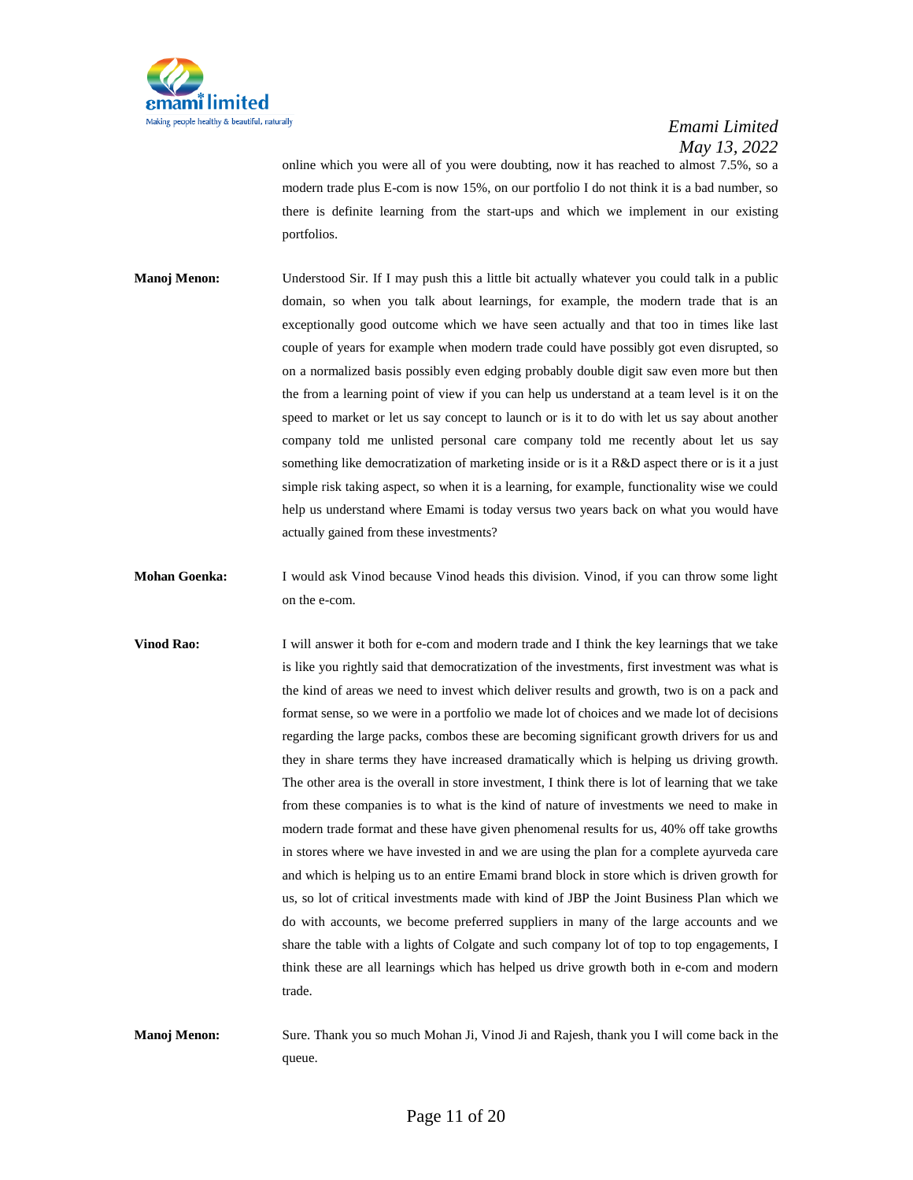online which you were all of you were doubting, now it has reached to almost 7.5%, so a modern trade plus E-com is now 15%, on our portfolio I do not think it is a bad number, so there is definite learning from the start-ups and which we implement in our existing portfolios.

**Manoj Menon:** Understood Sir. If I may push this a little bit actually whatever you could talk in a public domain, so when you talk about learnings, for example, the modern trade that is an exceptionally good outcome which we have seen actually and that too in times like last couple of years for example when modern trade could have possibly got even disrupted, so on a normalized basis possibly even edging probably double digit saw even more but then the from a learning point of view if you can help us understand at a team level is it on the speed to market or let us say concept to launch or is it to do with let us say about another company told me unlisted personal care company told me recently about let us say something like democratization of marketing inside or is it a R&D aspect there or is it a just simple risk taking aspect, so when it is a learning, for example, functionality wise we could help us understand where Emami is today versus two years back on what you would have actually gained from these investments?

**Mohan Goenka:** I would ask Vinod because Vinod heads this division. Vinod, if you can throw some light on the e-com.

**Vinod Rao:** I will answer it both for e-com and modern trade and I think the key learnings that we take is like you rightly said that democratization of the investments, first investment was what is the kind of areas we need to invest which deliver results and growth, two is on a pack and format sense, so we were in a portfolio we made lot of choices and we made lot of decisions regarding the large packs, combos these are becoming significant growth drivers for us and they in share terms they have increased dramatically which is helping us driving growth. The other area is the overall in store investment, I think there is lot of learning that we take from these companies is to what is the kind of nature of investments we need to make in modern trade format and these have given phenomenal results for us, 40% off take growths in stores where we have invested in and we are using the plan for a complete ayurveda care and which is helping us to an entire Emami brand block in store which is driven growth for us, so lot of critical investments made with kind of JBP the Joint Business Plan which we do with accounts, we become preferred suppliers in many of the large accounts and we share the table with a lights of Colgate and such company lot of top to top engagements, I think these are all learnings which has helped us drive growth both in e-com and modern trade.

**Manoj Menon:** Sure. Thank you so much Mohan Ji, Vinod Ji and Rajesh, thank you I will come back in the queue.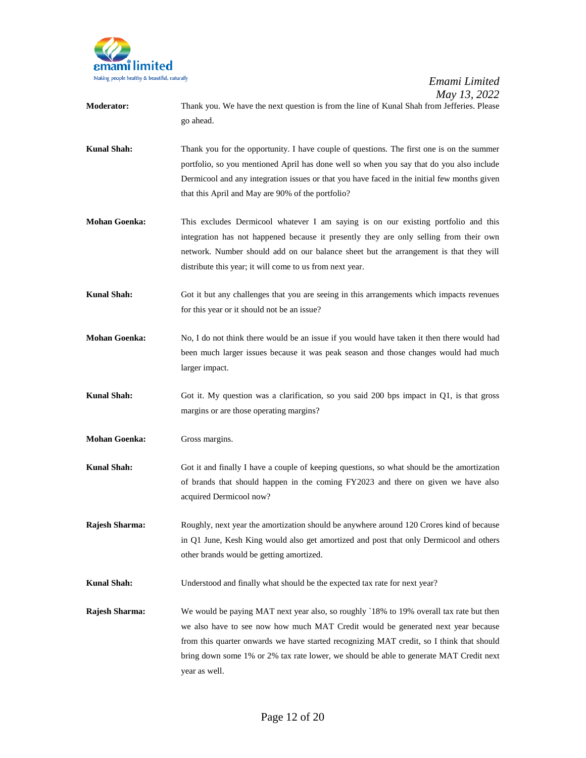**Moderator:** Thank you. We have the next question is from the line of Kunal Shah from Jefferies. Please go ahead.

**Kunal Shah:** Thank you for the opportunity. I have couple of questions. The first one is on the summer portfolio, so you mentioned April has done well so when you say that do you also include Dermicool and any integration issues or that you have faced in the initial few months given that this April and May are 90% of the portfolio?

**Mohan Goenka:** This excludes Dermicool whatever I am saying is on our existing portfolio and this integration has not happened because it presently they are only selling from their own network. Number should add on our balance sheet but the arrangement is that they will distribute this year; it will come to us from next year.

**Kunal Shah:** Got it but any challenges that you are seeing in this arrangements which impacts revenues for this year or it should not be an issue?

**Mohan Goenka:** No, I do not think there would be an issue if you would have taken it then there would had been much larger issues because it was peak season and those changes would had much larger impact.

**Kunal Shah:** Got it. My question was a clarification, so you said 200 bps impact in Q1, is that gross margins or are those operating margins?

**Mohan Goenka:** Gross margins.

**Kunal Shah:** Got it and finally I have a couple of keeping questions, so what should be the amortization of brands that should happen in the coming FY2023 and there on given we have also acquired Dermicool now?

**Rajesh Sharma:** Roughly, next year the amortization should be anywhere around 120 Crores kind of because in Q1 June, Kesh King would also get amortized and post that only Dermicool and others other brands would be getting amortized.

**Kunal Shah:** Understood and finally what should be the expected tax rate for next year?

**Rajesh Sharma:** We would be paying MAT next year also, so roughly `18% to 19% overall tax rate but then we also have to see now how much MAT Credit would be generated next year because from this quarter onwards we have started recognizing MAT credit, so I think that should bring down some 1% or 2% tax rate lower, we should be able to generate MAT Credit next year as well.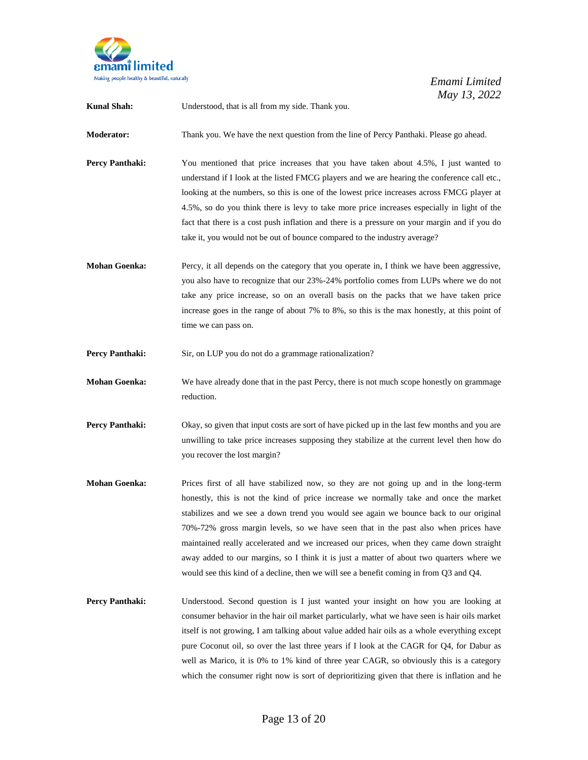**Kunal Shah:** Understood, that is all from my side. Thank you.

**Moderator:** Thank you. We have the next question from the line of Percy Panthaki. Please go ahead.

**Percy Panthaki:** You mentioned that price increases that you have taken about 4.5%, I just wanted to understand if I look at the listed FMCG players and we are hearing the conference call etc., looking at the numbers, so this is one of the lowest price increases across FMCG player at 4.5%, so do you think there is levy to take more price increases especially in light of the fact that there is a cost push inflation and there is a pressure on your margin and if you do take it, you would not be out of bounce compared to the industry average?

**Mohan Goenka:** Percy, it all depends on the category that you operate in, I think we have been aggressive, you also have to recognize that our 23%-24% portfolio comes from LUPs where we do not take any price increase, so on an overall basis on the packs that we have taken price increase goes in the range of about 7% to 8%, so this is the max honestly, at this point of time we can pass on.

**Percy Panthaki:** Sir, on LUP you do not do a grammage rationalization?

**Mohan Goenka:** We have already done that in the past Percy, there is not much scope honestly on grammage reduction.

**Percy Panthaki:** Okay, so given that input costs are sort of have picked up in the last few months and you are unwilling to take price increases supposing they stabilize at the current level then how do you recover the lost margin?

**Mohan Goenka:** Prices first of all have stabilized now, so they are not going up and in the long-term honestly, this is not the kind of price increase we normally take and once the market stabilizes and we see a down trend you would see again we bounce back to our original 70%-72% gross margin levels, so we have seen that in the past also when prices have maintained really accelerated and we increased our prices, when they came down straight away added to our margins, so I think it is just a matter of about two quarters where we would see this kind of a decline, then we will see a benefit coming in from Q3 and Q4.

**Percy Panthaki:** Understood. Second question is I just wanted your insight on how you are looking at consumer behavior in the hair oil market particularly, what we have seen is hair oils market itself is not growing, I am talking about value added hair oils as a whole everything except pure Coconut oil, so over the last three years if I look at the CAGR for Q4, for Dabur as well as Marico, it is 0% to 1% kind of three year CAGR, so obviously this is a category which the consumer right now is sort of deprioritizing given that there is inflation and he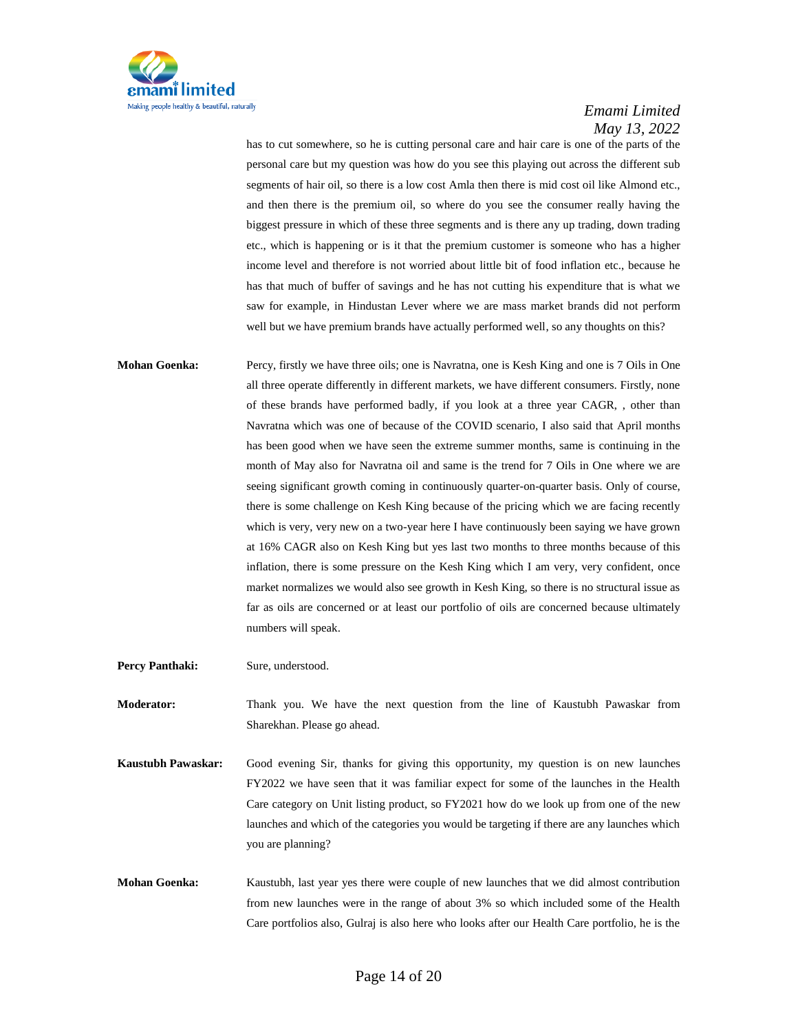has to cut somewhere, so he is cutting personal care and hair care is one of the parts of the personal care but my question was how do you see this playing out across the different sub segments of hair oil, so there is a low cost Amla then there is mid cost oil like Almond etc., and then there is the premium oil, so where do you see the consumer really having the biggest pressure in which of these three segments and is there any up trading, down trading etc., which is happening or is it that the premium customer is someone who has a higher income level and therefore is not worried about little bit of food inflation etc., because he has that much of buffer of savings and he has not cutting his expenditure that is what we saw for example, in Hindustan Lever where we are mass market brands did not perform well but we have premium brands have actually performed well, so any thoughts on this?

**Mohan Goenka:** Percy, firstly we have three oils; one is Navratna, one is Kesh King and one is 7 Oils in One all three operate differently in different markets, we have different consumers. Firstly, none of these brands have performed badly, if you look at a three year CAGR, , other than Navratna which was one of because of the COVID scenario, I also said that April months has been good when we have seen the extreme summer months, same is continuing in the month of May also for Navratna oil and same is the trend for 7 Oils in One where we are seeing significant growth coming in continuously quarter-on-quarter basis. Only of course, there is some challenge on Kesh King because of the pricing which we are facing recently which is very, very new on a two-year here I have continuously been saying we have grown at 16% CAGR also on Kesh King but yes last two months to three months because of this inflation, there is some pressure on the Kesh King which I am very, very confident, once market normalizes we would also see growth in Kesh King, so there is no structural issue as far as oils are concerned or at least our portfolio of oils are concerned because ultimately numbers will speak.

**Percy Panthaki:** Sure, understood.

**Moderator:** Thank you. We have the next question from the line of Kaustubh Pawaskar from Sharekhan. Please go ahead.

**Kaustubh Pawaskar:** Good evening Sir, thanks for giving this opportunity, my question is on new launches FY2022 we have seen that it was familiar expect for some of the launches in the Health Care category on Unit listing product, so FY2021 how do we look up from one of the new launches and which of the categories you would be targeting if there are any launches which you are planning?

**Mohan Goenka:** Kaustubh, last year yes there were couple of new launches that we did almost contribution from new launches were in the range of about 3% so which included some of the Health Care portfolios also, Gulraj is also here who looks after our Health Care portfolio, he is the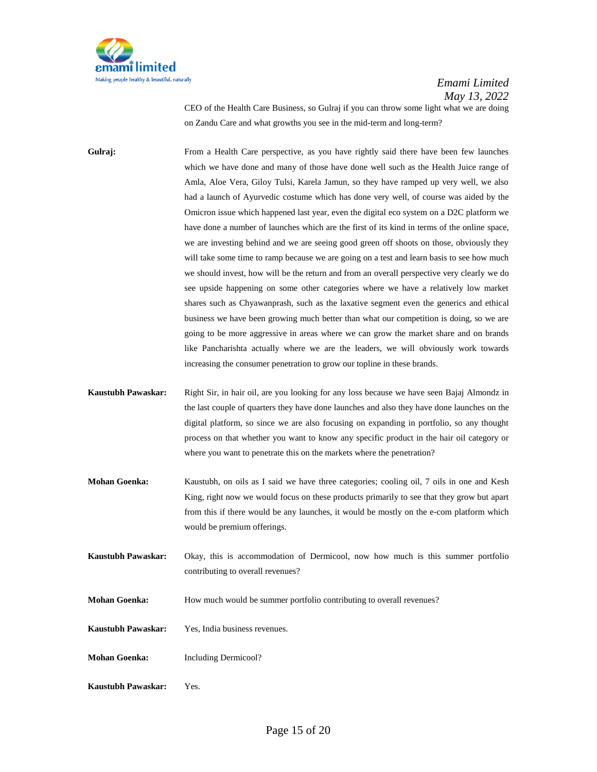CEO of the Health Care Business, so Gulraj if you can throw some light what we are doing on Zandu Care and what growths you see in the mid-term and long-term?

**Gulraj:** From a Health Care perspective, as you have rightly said there have been few launches which we have done and many of those have done well such as the Health Juice range of Amla, Aloe Vera, Giloy Tulsi, Karela Jamun, so they have ramped up very well, we also had a launch of Ayurvedic costume which has done very well, of course was aided by the Omicron issue which happened last year, even the digital eco system on a D2C platform we have done a number of launches which are the first of its kind in terms of the online space, we are investing behind and we are seeing good green off shoots on those, obviously they will take some time to ramp because we are going on a test and learn basis to see how much we should invest, how will be the return and from an overall perspective very clearly we do see upside happening on some other categories where we have a relatively low market shares such as Chyawanprash, such as the laxative segment even the generics and ethical business we have been growing much better than what our competition is doing, so we are going to be more aggressive in areas where we can grow the market share and on brands like Pancharishta actually where we are the leaders, we will obviously work towards increasing the consumer penetration to grow our topline in these brands.

**Kaustubh Pawaskar:** Right Sir, in hair oil, are you looking for any loss because we have seen Bajaj Almondz in the last couple of quarters they have done launches and also they have done launches on the digital platform, so since we are also focusing on expanding in portfolio, so any thought process on that whether you want to know any specific product in the hair oil category or where you want to penetrate this on the markets where the penetration?

**Mohan Goenka:** Kaustubh, on oils as I said we have three categories; cooling oil, 7 oils in one and Kesh King, right now we would focus on these products primarily to see that they grow but apart from this if there would be any launches, it would be mostly on the e-com platform which would be premium offerings.

**Kaustubh Pawaskar:** Okay, this is accommodation of Dermicool, now how much is this summer portfolio contributing to overall revenues?

**Mohan Goenka:** How much would be summer portfolio contributing to overall revenues?

**Kaustubh Pawaskar:** Yes, India business revenues.

**Mohan Goenka:** Including Dermicool?

**Kaustubh Pawaskar:** Yes.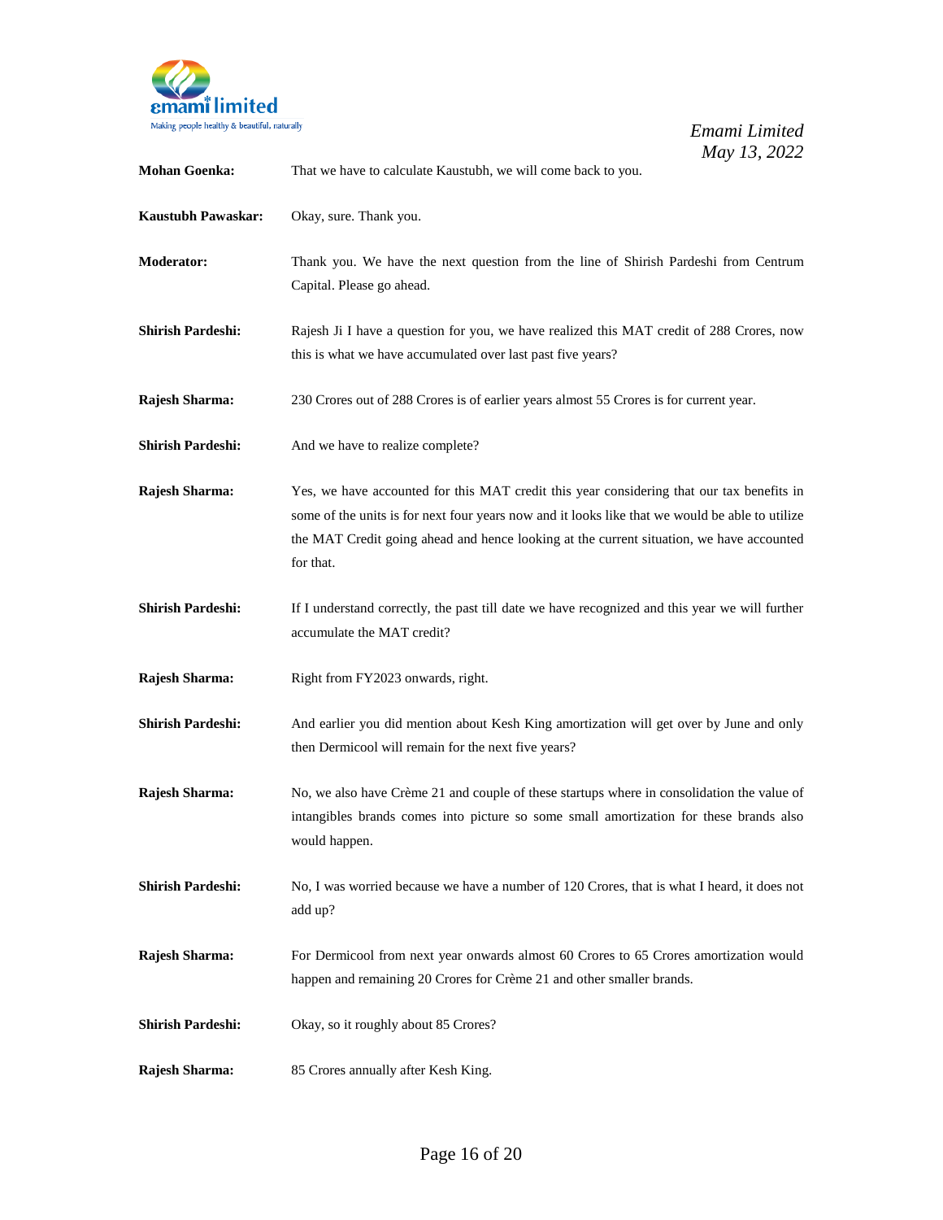**Mohan Goenka:** That we have to calculate Kaustubh, we will come back to you.

**Kaustubh Pawaskar:** Okay, sure. Thank you.

**Moderator:** Thank you. We have the next question from the line of Shirish Pardeshi from Centrum Capital. Please go ahead.

**Shirish Pardeshi:** Rajesh Ji I have a question for you, we have realized this MAT credit of 288 Crores, now this is what we have accumulated over last past five years?

**Rajesh Sharma:** 230 Crores out of 288 Crores is of earlier years almost 55 Crores is for current year.

**Shirish Pardeshi:** And we have to realize complete?

**Rajesh Sharma:** Yes, we have accounted for this MAT credit this year considering that our tax benefits in some of the units is for next four years now and it looks like that we would be able to utilize the MAT Credit going ahead and hence looking at the current situation, we have accounted for that.

**Shirish Pardeshi:** If I understand correctly, the past till date we have recognized and this year we will further accumulate the MAT credit?

**Rajesh Sharma:** Right from FY2023 onwards, right.

**Shirish Pardeshi:** And earlier you did mention about Kesh King amortization will get over by June and only then Dermicool will remain for the next five years?

**Rajesh Sharma:** No, we also have Crème 21 and couple of these startups where in consolidation the value of intangibles brands comes into picture so some small amortization for these brands also would happen.

**Shirish Pardeshi:** No, I was worried because we have a number of 120 Crores, that is what I heard, it does not add up?

**Rajesh Sharma:** For Dermicool from next year onwards almost 60 Crores to 65 Crores amortization would happen and remaining 20 Crores for Crème 21 and other smaller brands.

**Shirish Pardeshi:** Okay, so it roughly about 85 Crores?

**Rajesh Sharma:** 85 Crores annually after Kesh King.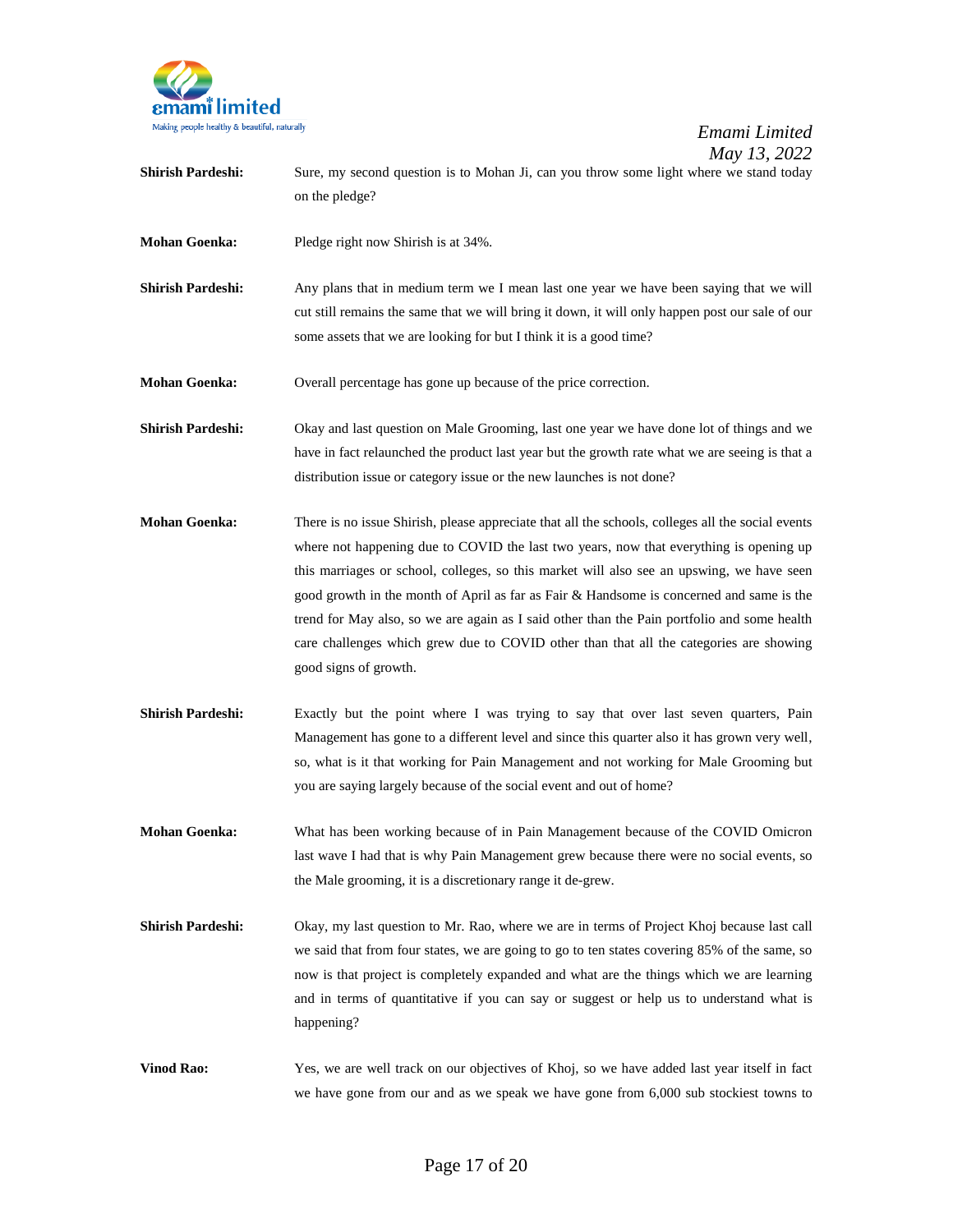**Shirish Pardeshi:** Sure, my second question is to Mohan Ji, can you throw some light where we stand today on the pledge?

**Mohan Goenka:** Pledge right now Shirish is at 34%.

**Shirish Pardeshi:** Any plans that in medium term we I mean last one year we have been saying that we will cut still remains the same that we will bring it down, it will only happen post our sale of our some assets that we are looking for but I think it is a good time?

**Mohan Goenka:** Overall percentage has gone up because of the price correction.

**Shirish Pardeshi:** Okay and last question on Male Grooming, last one year we have done lot of things and we have in fact relaunched the product last year but the growth rate what we are seeing is that a distribution issue or category issue or the new launches is not done?

**Mohan Goenka:** There is no issue Shirish, please appreciate that all the schools, colleges all the social events where not happening due to COVID the last two years, now that everything is opening up this marriages or school, colleges, so this market will also see an upswing, we have seen good growth in the month of April as far as Fair & Handsome is concerned and same is the trend for May also, so we are again as I said other than the Pain portfolio and some health care challenges which grew due to COVID other than that all the categories are showing good signs of growth.

**Shirish Pardeshi:** Exactly but the point where I was trying to say that over last seven quarters, Pain Management has gone to a different level and since this quarter also it has grown very well, so, what is it that working for Pain Management and not working for Male Grooming but you are saying largely because of the social event and out of home?

**Mohan Goenka:** What has been working because of in Pain Management because of the COVID Omicron last wave I had that is why Pain Management grew because there were no social events, so the Male grooming, it is a discretionary range it de-grew.

**Shirish Pardeshi:** Okay, my last question to Mr. Rao, where we are in terms of Project Khoj because last call we said that from four states, we are going to go to ten states covering 85% of the same, so now is that project is completely expanded and what are the things which we are learning and in terms of quantitative if you can say or suggest or help us to understand what is happening?

**Vinod Rao:** Yes, we are well track on our objectives of Khoj, so we have added last year itself in fact we have gone from our and as we speak we have gone from 6,000 sub stockiest towns to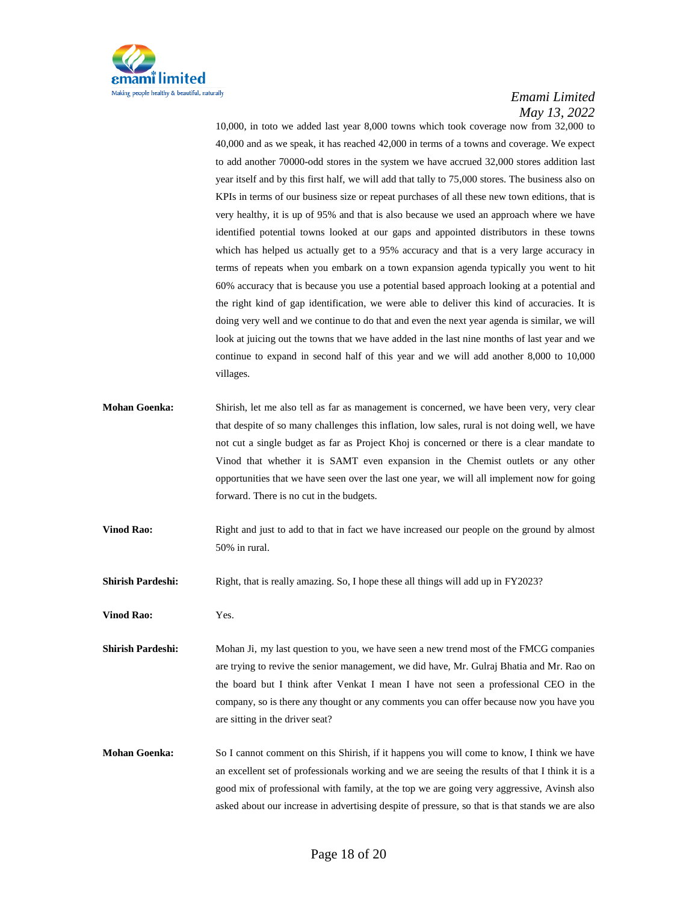10,000, in toto we added last year 8,000 towns which took coverage now from 32,000 to 40,000 and as we speak, it has reached 42,000 in terms of a towns and coverage. We expect to add another 70000-odd stores in the system we have accrued 32,000 stores addition last year itself and by this first half, we will add that tally to 75,000 stores. The business also on KPIs in terms of our business size or repeat purchases of all these new town editions, that is very healthy, it is up of 95% and that is also because we used an approach where we have identified potential towns looked at our gaps and appointed distributors in these towns which has helped us actually get to a 95% accuracy and that is a very large accuracy in terms of repeats when you embark on a town expansion agenda typically you went to hit 60% accuracy that is because you use a potential based approach looking at a potential and the right kind of gap identification, we were able to deliver this kind of accuracies. It is doing very well and we continue to do that and even the next year agenda is similar, we will look at juicing out the towns that we have added in the last nine months of last year and we continue to expand in second half of this year and we will add another 8,000 to 10,000 villages.

**Mohan Goenka:** Shirish, let me also tell as far as management is concerned, we have been very, very clear that despite of so many challenges this inflation, low sales, rural is not doing well, we have not cut a single budget as far as Project Khoj is concerned or there is a clear mandate to Vinod that whether it is SAMT even expansion in the Chemist outlets or any other opportunities that we have seen over the last one year, we will all implement now for going forward. There is no cut in the budgets.

**Vinod Rao:** Right and just to add to that in fact we have increased our people on the ground by almost 50% in rural.

**Shirish Pardeshi:** Right, that is really amazing. So, I hope these all things will add up in FY2023?

**Vinod Rao:** Yes.

**Shirish Pardeshi:** Mohan Ji, my last question to you, we have seen a new trend most of the FMCG companies are trying to revive the senior management, we did have, Mr. Gulraj Bhatia and Mr. Rao on the board but I think after Venkat I mean I have not seen a professional CEO in the company, so is there any thought or any comments you can offer because now you have you are sitting in the driver seat?

**Mohan Goenka:** So I cannot comment on this Shirish, if it happens you will come to know, I think we have an excellent set of professionals working and we are seeing the results of that I think it is a good mix of professional with family, at the top we are going very aggressive, Avinsh also asked about our increase in advertising despite of pressure, so that is that stands we are also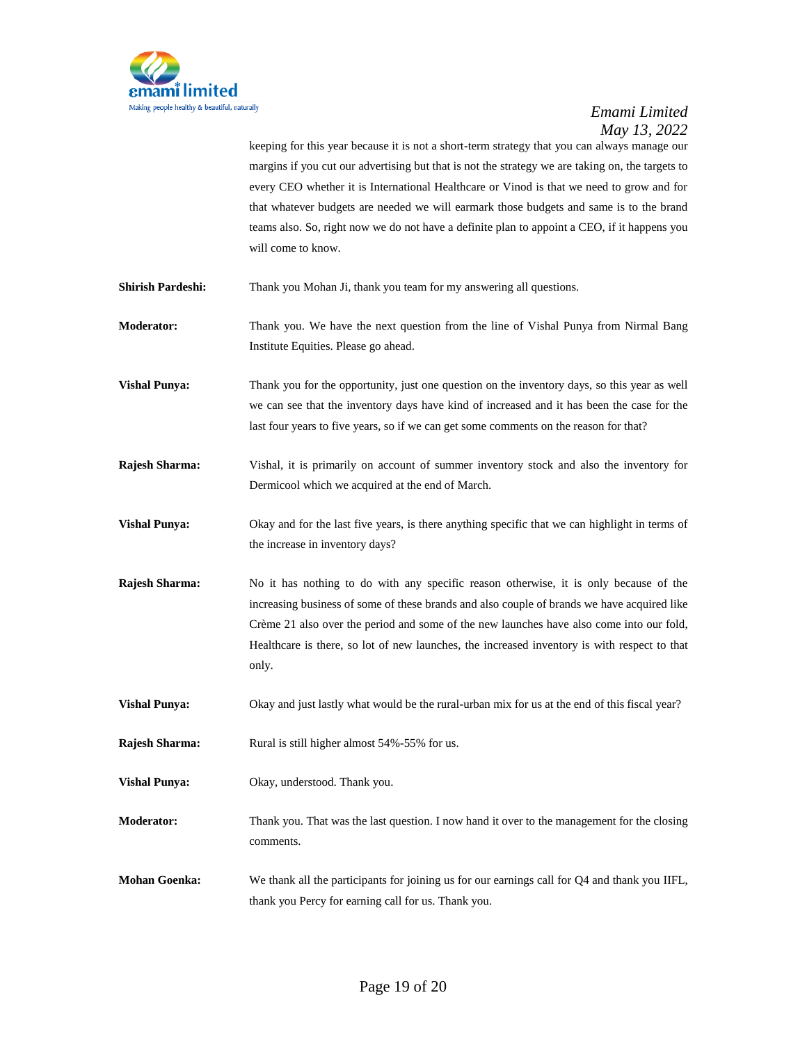keeping for this year because it is not a short-term strategy that you can always manage our margins if you cut our advertising but that is not the strategy we are taking on, the targets to every CEO whether it is International Healthcare or Vinod is that we need to grow and for that whatever budgets are needed we will earmark those budgets and same is to the brand teams also. So, right now we do not have a definite plan to appoint a CEO, if it happens you will come to know.

**Shirish Pardeshi:** Thank you Mohan Ji, thank you team for my answering all questions.

**Moderator:** Thank you. We have the next question from the line of Vishal Punya from Nirmal Bang Institute Equities. Please go ahead.

**Vishal Punya:** Thank you for the opportunity, just one question on the inventory days, so this year as well we can see that the inventory days have kind of increased and it has been the case for the last four years to five years, so if we can get some comments on the reason for that?

**Rajesh Sharma:** Vishal, it is primarily on account of summer inventory stock and also the inventory for Dermicool which we acquired at the end of March.

**Vishal Punya:** Okay and for the last five years, is there anything specific that we can highlight in terms of the increase in inventory days?

**Rajesh Sharma:** No it has nothing to do with any specific reason otherwise, it is only because of the increasing business of some of these brands and also couple of brands we have acquired like Crème 21 also over the period and some of the new launches have also come into our fold, Healthcare is there, so lot of new launches, the increased inventory is with respect to that only.

**Vishal Punya:** Okay and just lastly what would be the rural-urban mix for us at the end of this fiscal year?

**Rajesh Sharma:** Rural is still higher almost 54%-55% for us.

**Vishal Punya:** Okay, understood. Thank you.

**Moderator:** Thank you. That was the last question. I now hand it over to the management for the closing comments.

**Mohan Goenka:** We thank all the participants for joining us for our earnings call for Q4 and thank you IIFL, thank you Percy for earning call for us. Thank you.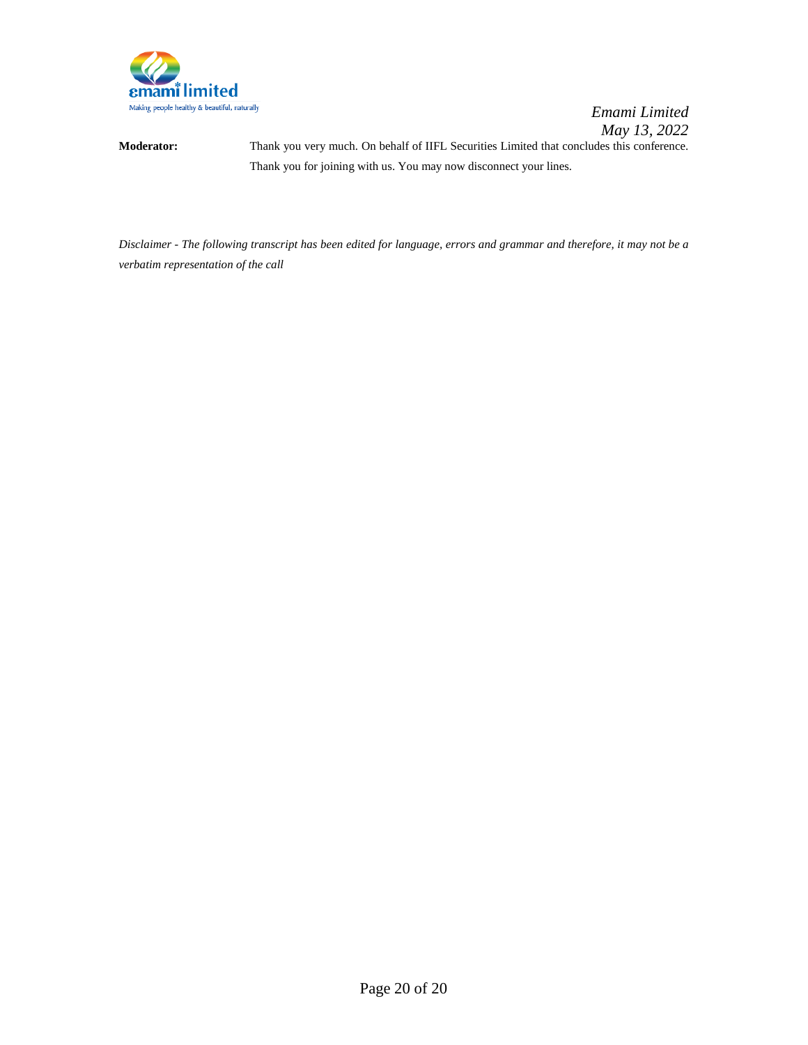**Moderator:** Thank you very much. On behalf of IIFL Securities Limited that concludes this conference. Thank you for joining with us. You may now disconnect your lines.

*Disclaimer - The following transcript has been edited for language, errors and grammar and therefore, it may not be a verbatim representation of the call*